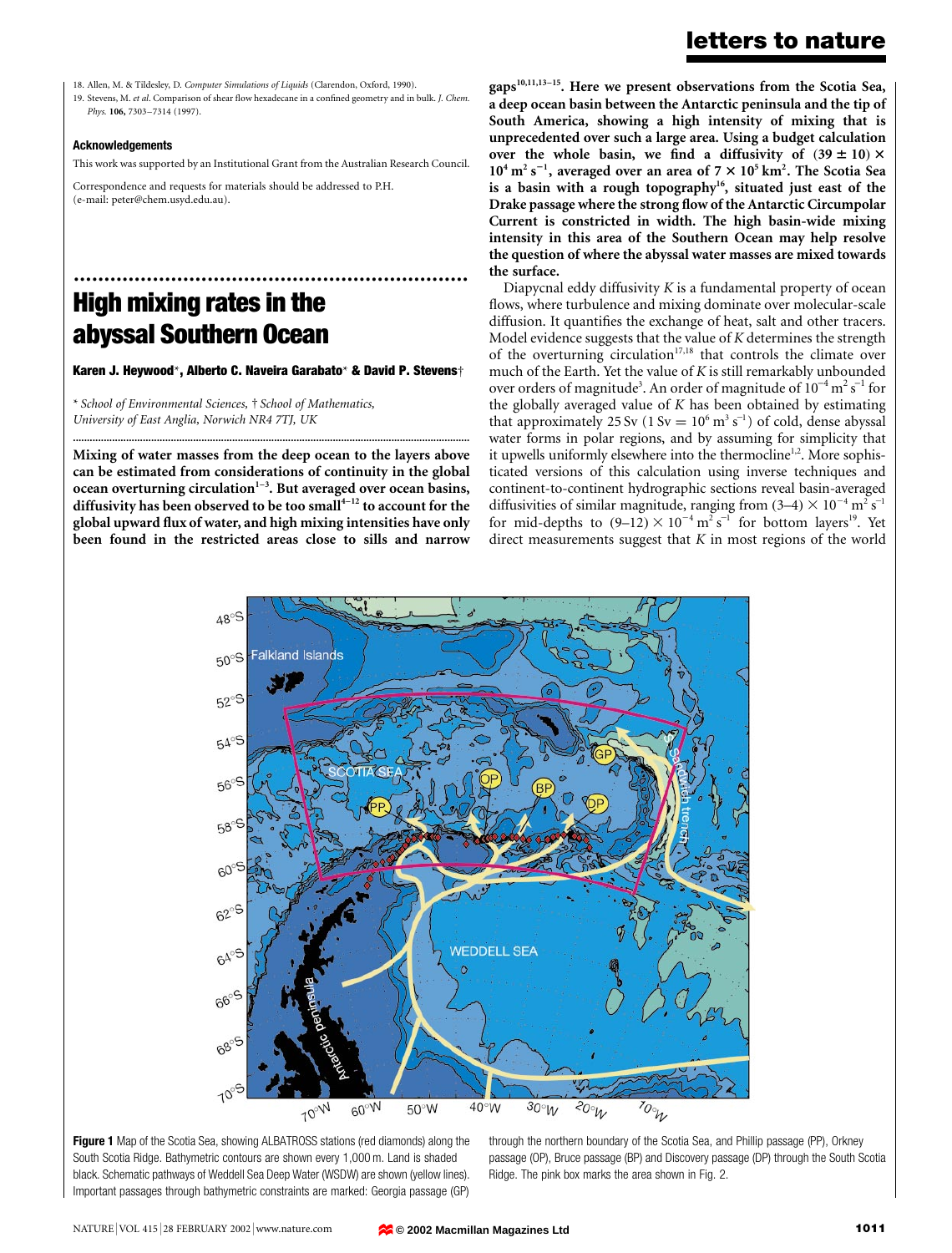18. Allen, M. & Tildesley, D. *Computer Simulations of Liquids* (Clarendon, Oxford, 1990).
19. Stevens, M. *et al*. Comparison of shear flow hexadecane in a confined geometry and in bulk. *J. Chem. Phys.* **106**, 7303–7314 (1997).

**Acknowledgements**

This work was supported by an Institutional Grant from the Australian Research Council.

Correspondence and requests for materials should be addressed to P.H. (e-mail: peter@chem.usyd.edu.au).

# High mixing rates in the abyssal Southern Ocean

**Karen J. Heywood\*, Alberto C. Naveira Garabato\* & David P. Stevens†**

\* *School of Environmental Sciences,* † *School of Mathematics, University of East Anglia, Norwich NR4 7TJ, UK*

**Mixing of water masses from the deep ocean to the layers above can be estimated from considerations of continuity in the global ocean overturning circulation[1–3]. But averaged over ocean basins, diffusivity has been observed to be too small[4–12] to account for the global upward flux of water, and high mixing intensities have only been found in the restricted areas close to sills and narrow gaps[10,11,13–15]. Here we present observations from the Scotia Sea, a deep ocean basin between the Antarctic peninsula and the tip of South America, showing a high intensity of mixing that is unprecedented over such a large area. Using a budget calculation over the whole basin, we find a diffusivity of $(39 \pm 10) \times 10^4\ \mathrm{m^2\,s^{-1}}$, averaged over an area of $7 \times 10^5\ \mathrm{km^2}$. The Scotia Sea is a basin with a rough topography[16], situated just east of the Drake passage where the strong flow of the Antarctic Circumpolar Current is constricted in width. The high basin-wide mixing intensity in this area of the Southern Ocean may help resolve the question of where the abyssal water masses are mixed towards the surface.**

Diapycnal eddy diffusivity $K$ is a fundamental property of ocean flows, where turbulence and mixing dominate over molecular-scale diffusion. It quantifies the exchange of heat, salt and other tracers. Model evidence suggests that the value of $K$ determines the strength of the overturning circulation[17,18] that controls the climate over much of the Earth. Yet the value of $K$ is still remarkably unbounded over orders of magnitude[3]. An order of magnitude of $10^{-4}\ \mathrm{m^2\,s^{-1}}$ for the globally averaged value of $K$ has been obtained by estimating that approximately 25 Sv ($1\ \mathrm{Sv} = 10^6\ \mathrm{m^3\,s^{-1}}$) of cold, dense abyssal water forms in polar regions, and by assuming for simplicity that it upwells uniformly elsewhere into the thermocline[1,2]. More sophisticated versions of this calculation using inverse techniques and continent-to-continent hydrographic sections reveal basin-averaged diffusivities of similar magnitude, ranging from $(3–4) \times 10^{-4}\ \mathrm{m^2\,s^{-1}}$ for mid-depths to $(9–12) \times 10^{-4}\ \mathrm{m^2\,s^{-1}}$ for bottom layers[19]. Yet direct measurements suggest that $K$ in most regions of the world

**Figure 1** Map of the Scotia Sea, showing ALBATROSS stations (red diamonds) along the South Scotia Ridge. Bathymetric contours are shown every 1,000 m. Land is shaded black. Schematic pathways of Weddell Sea Deep Water (WSDW) are shown (yellow lines). Important passages through bathymetric constraints are marked: Georgia passage (GP) through the northern boundary of the Scotia Sea, and Phillip passage (PP), Orkney passage (OP), Bruce passage (BP) and Discovery passage (DP) through the South Scotia Ridge. The pink box marks the area shown in Fig. 2.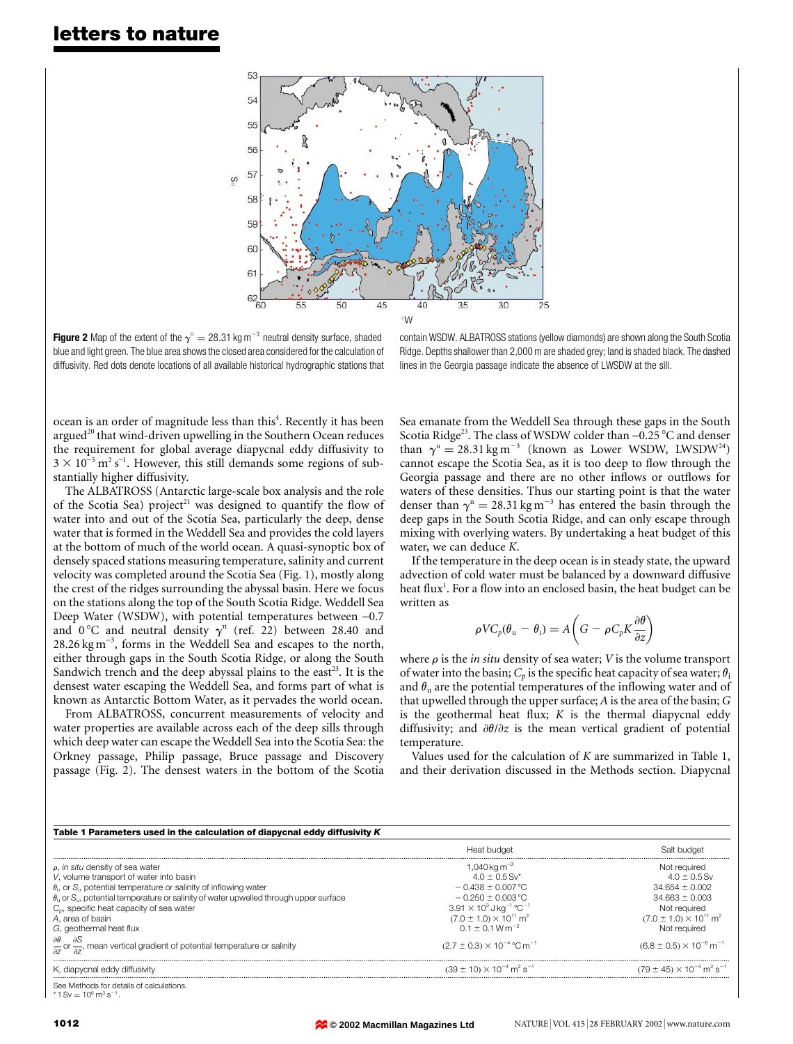**Figure 2** Map of the extent of the $\gamma^n = 28.31\,\mathrm{kg\,m^{-3}}$ neutral density surface, shaded blue and light green. The blue area shows the closed area considered for the calculation of diffusivity. Red dots denote locations of all available historical hydrographic stations that contain WSDW. ALBATROSS stations (yellow diamonds) are shown along the South Scotia Ridge. Depths shallower than 2,000 m are shaded grey; land is shaded black. The dashed lines in the Georgia passage indicate the absence of LWSDW at the sill.

ocean is an order of magnitude less than this[4]. Recently it has been argued[20] that wind-driven upwelling in the Southern Ocean reduces the requirement for global average diapycnal eddy diffusivity to $3 \times 10^{-5}\,\mathrm{m^2\,s^{-1}}$. However, this still demands some regions of substantially higher diffusivity.

The ALBATROSS (Antarctic large-scale box analysis and the role of the Scotia Sea) project[21] was designed to quantify the flow of water into and out of the Scotia Sea, particularly the deep, dense water that is formed in the Weddell Sea and provides the cold layers at the bottom of much of the world ocean. A quasi-synoptic box of densely spaced stations measuring temperature, salinity and current velocity was completed around the Scotia Sea (Fig. 1), mostly along the crest of the ridges surrounding the abyssal basin. Here we focus on the stations along the top of the South Scotia Ridge. Weddell Sea Deep Water (WSDW), with potential temperatures between −0.7 and 0 °C and neutral density $\gamma^n$ (ref. 22) between 28.40 and $28.26\,\mathrm{kg\,m^{-3}}$, forms in the Weddell Sea and escapes to the north, either through gaps in the South Scotia Ridge, or along the South Sandwich trench and the deep abyssal plains to the east[23]. It is the densest water escaping the Weddell Sea, and forms part of what is known as Antarctic Bottom Water, as it pervades the world ocean.

From ALBATROSS, concurrent measurements of velocity and water properties are available across each of the deep sills through which deep water can escape the Weddell Sea into the Scotia Sea: the Orkney passage, Philip passage, Bruce passage and Discovery passage (Fig. 2). The densest waters in the bottom of the Scotia Sea emanate from the Weddell Sea through these gaps in the South Scotia Ridge[23]. The class of WSDW colder than −0.25 °C and denser than $\gamma^n = 28.31\,\mathrm{kg\,m^{-3}}$ (known as Lower WSDW, LWSDW[24]) cannot escape the Scotia Sea, as it is too deep to flow through the Georgia passage and there are no other inflows or outflows for waters of these densities. Thus our starting point is that the water denser than $\gamma^n = 28.31\,\mathrm{kg\,m^{-3}}$ has entered the basin through the deep gaps in the South Scotia Ridge, and can only escape through mixing with overlying waters. By undertaking a heat budget of this water, we can deduce $K$.

If the temperature in the deep ocean is in steady state, the upward advection of cold water must be balanced by a downward diffusive heat flux[1]. For a flow into an enclosed basin, the heat budget can be written as

$$\rho V C_p(\theta_u - \theta_i) = A\left(G - \rho C_p K \frac{\partial \theta}{\partial z}\right)$$

where $\rho$ is the *in situ* density of sea water; $V$ is the volume transport of water into the basin; $C_p$ is the specific heat capacity of sea water; $\theta_i$ and $\theta_u$ are the potential temperatures of the inflowing water and of that upwelled through the upper surface; $A$ is the area of the basin; $G$ is the geothermal heat flux; $K$ is the thermal diapycnal eddy diffusivity; and $\partial\theta/\partial z$ is the mean vertical gradient of potential temperature.

Values used for the calculation of $K$ are summarized in Table 1, and their derivation discussed in the Methods section. Diapycnal

**Table 1 Parameters used in the calculation of diapycnal eddy diffusivity $K$**

| | Heat budget | Salt budget |
|---|---|---|
| $\rho$, *in situ* density of sea water | $1{,}040\,\mathrm{kg\,m^{-3}}$ | Not required |
| $V$, volume transport of water into basin | $4.0 \pm 0.5$ Sv* | $4.0 \pm 0.5$ Sv |
| $\theta_i$ or $S_i$, potential temperature or salinity of inflowing water | $-0.438 \pm 0.007$ °C | $34.654 \pm 0.002$ |
| $\theta_u$ or $S_u$, potential temperature or salinity of water upwelled through upper surface | $-0.250 \pm 0.003$ °C | $34.663 \pm 0.003$ |
| $C_p$, specific heat capacity of sea water | $3.91 \times 10^3\,\mathrm{J\,kg^{-1}\,°C^{-1}}$ | Not required |
| $A$, area of basin | $(7.0 \pm 1.0) \times 10^{11}\,\mathrm{m^2}$ | $(7.0 \pm 1.0) \times 10^{11}\,\mathrm{m^2}$ |
| $G$, geothermal heat flux | $0.1 \pm 0.1\,\mathrm{W\,m^{-2}}$ | Not required |
| $\frac{\partial\theta}{\partial z}$ or $\frac{\partial S}{\partial z}$, mean vertical gradient of potential temperature or salinity | $(2.7 \pm 0.3) \times 10^{-4}\,\mathrm{°C\,m^{-1}}$ | $(6.8 \pm 0.5) \times 10^{-6}\,\mathrm{m^{-1}}$ |
| $K$, diapycnal eddy diffusivity | $(39 \pm 10) \times 10^{-4}\,\mathrm{m^2\,s^{-1}}$ | $(79 \pm 45) \times 10^{-4}\,\mathrm{m^2\,s^{-1}}$ |

See Methods for details of calculations.
\* 1 Sv = $10^6\,\mathrm{m^3\,s^{-1}}$.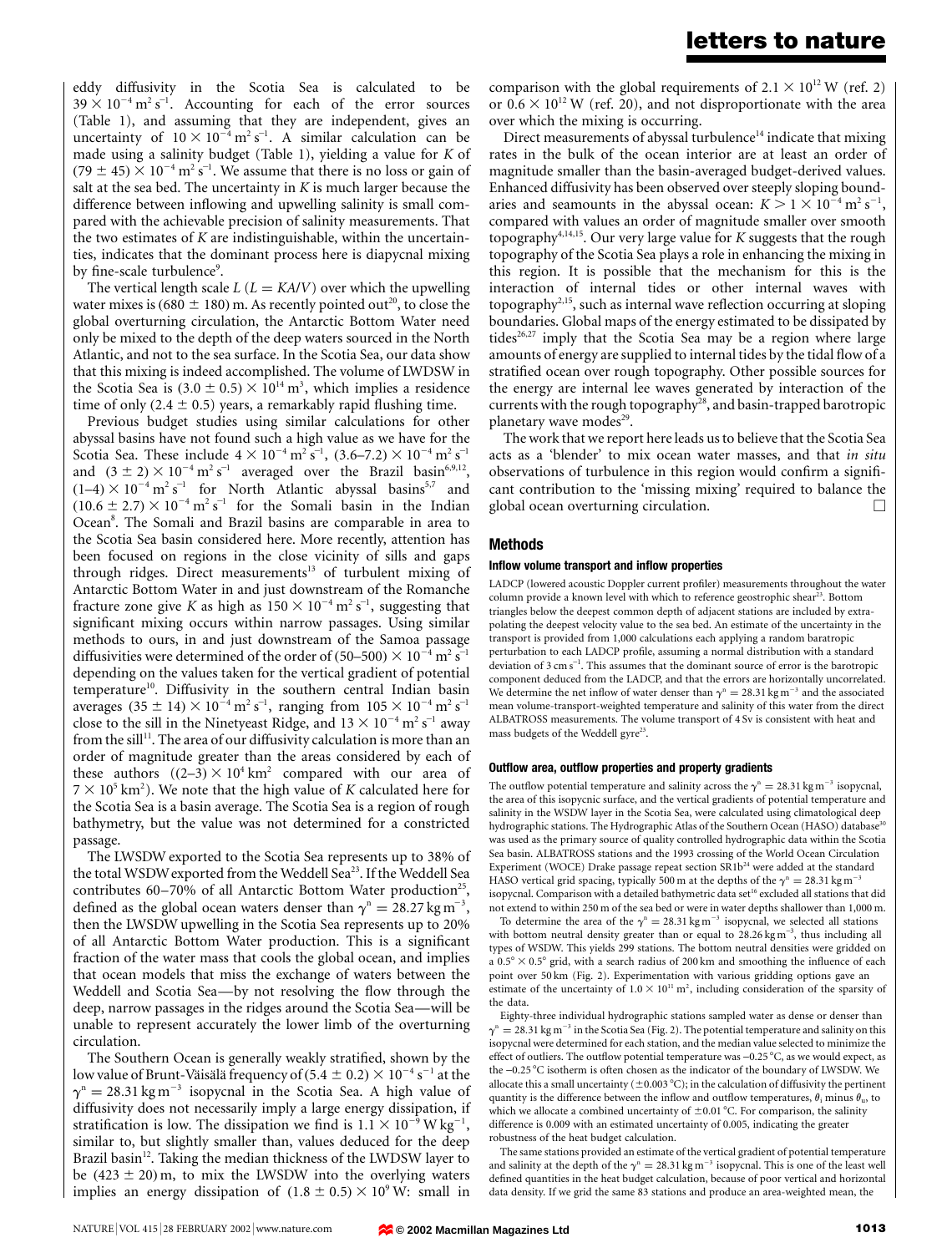eddy diffusivity in the Scotia Sea is calculated to be $39 \times 10^{-4}\,\mathrm{m^2\,s^{-1}}$. Accounting for each of the error sources (Table 1), and assuming that they are independent, gives an uncertainty of $10 \times 10^{-4}\,\mathrm{m^2\,s^{-1}}$. A similar calculation can be made using a salinity budget (Table 1), yielding a value for $K$ of $(79 \pm 45) \times 10^{-4}\,\mathrm{m^2\,s^{-1}}$. We assume that there is no loss or gain of salt at the sea bed. The uncertainty in $K$ is much larger because the difference between inflowing and upwelling salinity is small compared with the achievable precision of salinity measurements. That the two estimates of $K$ are indistinguishable, within the uncertainties, indicates that the dominant process here is diapycnal mixing by fine-scale turbulence[9].

The vertical length scale $L$ ($L = KA/V$) over which the upwelling water mixes is $(680 \pm 180)$ m. As recently pointed out[20], to close the global overturning circulation, the Antarctic Bottom Water need only be mixed to the depth of the deep waters sourced in the North Atlantic, and not to the sea surface. In the Scotia Sea, our data show that this mixing is indeed accomplished. The volume of LWDSW in the Scotia Sea is $(3.0 \pm 0.5) \times 10^{14}\,\mathrm{m^3}$, which implies a residence time of only $(2.4 \pm 0.5)$ years, a remarkably rapid flushing time.

Previous budget studies using similar calculations for other abyssal basins have not found such a high value as we have for the Scotia Sea. These include $4 \times 10^{-4}\,\mathrm{m^2\,s^{-1}}$, $(3.6\text{–}7.2) \times 10^{-4}\,\mathrm{m^2\,s^{-1}}$ and $(3 \pm 2) \times 10^{-4}\,\mathrm{m^2\,s^{-1}}$ averaged over the Brazil basin[6,9,12], $(1\text{–}4) \times 10^{-4}\,\mathrm{m^2\,s^{-1}}$ for North Atlantic abyssal basins[5,7] and $(10.6 \pm 2.7) \times 10^{-4}\,\mathrm{m^2\,s^{-1}}$ for the Somali basin in the Indian Ocean[8]. The Somali and Brazil basins are comparable in area to the Scotia Sea basin considered here. More recently, attention has been focused on regions in the close vicinity of sills and gaps through ridges. Direct measurements[13] of turbulent mixing of Antarctic Bottom Water in and just downstream of the Romanche fracture zone give $K$ as high as $150 \times 10^{-4}\,\mathrm{m^2\,s^{-1}}$, suggesting that significant mixing occurs within narrow passages. Using similar methods to ours, in and just downstream of the Samoa passage diffusivities were determined of the order of $(50\text{–}500) \times 10^{-4}\,\mathrm{m^2\,s^{-1}}$ depending on the values taken for the vertical gradient of potential temperature[10]. Diffusivity in the southern central Indian basin averages $(35 \pm 14) \times 10^{-4}\,\mathrm{m^2\,s^{-1}}$, ranging from $105 \times 10^{-4}\,\mathrm{m^2\,s^{-1}}$ close to the sill in the Ninetyeast Ridge, and $13 \times 10^{-4}\,\mathrm{m^2\,s^{-1}}$ away from the sill[11]. The area of our diffusivity calculation is more than an order of magnitude greater than the areas considered by each of these authors ($(2\text{–}3) \times 10^4\,\mathrm{km^2}$ compared with our area of $7 \times 10^5\,\mathrm{km^2}$). We note that the high value of $K$ calculated here for the Scotia Sea is a basin average. The Scotia Sea is a region of rough bathymetry, but the value was not determined for a constricted passage.

The LWSDW exported to the Scotia Sea represents up to 38% of the total WSDW exported from the Weddell Sea[23]. If the Weddell Sea contributes 60–70% of all Antarctic Bottom Water production[25], defined as the global ocean waters denser than $\gamma^n = 28.27\,\mathrm{kg\,m^{-3}}$, then the LWSDW upwelling in the Scotia Sea represents up to 20% of all Antarctic Bottom Water production. This is a significant fraction of the water mass that cools the global ocean, and implies that ocean models that miss the exchange of waters between the Weddell and Scotia Sea—by not resolving the flow through the deep, narrow passages in the ridges around the Scotia Sea—will be unable to represent accurately the lower limb of the overturning circulation.

The Southern Ocean is generally weakly stratified, shown by the low value of Brunt-Väisälä frequency of $(5.4 \pm 0.2) \times 10^{-4}\,\mathrm{s^{-1}}$ at the $\gamma^n = 28.31\,\mathrm{kg\,m^{-3}}$ isopycnal in the Scotia Sea. A high value of diffusivity does not necessarily imply a large energy dissipation, if stratification is low. The dissipation we find is $1.1 \times 10^{-9}\,\mathrm{W\,kg^{-1}}$, similar to, but slightly smaller than, values deduced for the deep Brazil basin[12]. Taking the median thickness of the LWDSW layer to be $(423 \pm 20)$ m, to mix the LWSDW into the overlying waters implies an energy dissipation of $(1.8 \pm 0.5) \times 10^9$ W: small in comparison with the global requirements of $2.1 \times 10^{12}$ W (ref. 2) or $0.6 \times 10^{12}$ W (ref. 20), and not disproportionate with the area over which the mixing is occurring.

Direct measurements of abyssal turbulence[14] indicate that mixing rates in the bulk of the ocean interior are at least an order of magnitude smaller than the basin-averaged budget-derived values. Enhanced diffusivity has been observed over steeply sloping boundaries and seamounts in the abyssal ocean: $K > 1 \times 10^{-4}\,\mathrm{m^2\,s^{-1}}$, compared with values an order of magnitude smaller over smooth topography[4,14,15]. Our very large value for $K$ suggests that the rough topography of the Scotia Sea plays a role in enhancing the mixing in this region. It is possible that the mechanism for this is the interaction of internal tides or other internal waves with topography[2,15], such as internal wave reflection occurring at sloping boundaries. Global maps of the energy estimated to be dissipated by tides[26,27] imply that the Scotia Sea may be a region where large amounts of energy are supplied to internal tides by the tidal flow of a stratified ocean over rough topography. Other possible sources for the energy are internal lee waves generated by interaction of the currents with the rough topography[28], and basin-trapped barotropic planetary wave modes[29].

The work that we report here leads us to believe that the Scotia Sea acts as a 'blender' to mix ocean water masses, and that *in situ* observations of turbulence in this region would confirm a significant contribution to the 'missing mixing' required to balance the global ocean overturning circulation. □

## Methods

### Inflow volume transport and inflow properties

LADCP (lowered acoustic Doppler current profiler) measurements throughout the water column provide a known level with which to reference geostrophic shear[23]. Bottom triangles below the deepest common depth of adjacent stations are included by extrapolating the deepest velocity value to the sea bed. An estimate of the uncertainty in the transport is provided from 1,000 calculations each applying a random baratropic perturbation to each LADCP profile, assuming a normal distribution with a standard deviation of $3\,\mathrm{cm\,s^{-1}}$. This assumes that the dominant source of error is the barotropic component deduced from the LADCP, and that the errors are horizontally uncorrelated. We determine the net inflow of water denser than $\gamma^n = 28.31\,\mathrm{kg\,m^{-3}}$ and the associated mean volume-transport-weighted temperature and salinity of this water from the direct ALBATROSS measurements. The volume transport of 4 Sv is consistent with heat and mass budgets of the Weddell gyre[23].

### Outflow area, outflow properties and property gradients

The outflow potential temperature and salinity across the $\gamma^n = 28.31\,\mathrm{kg\,m^{-3}}$ isopycnal, the area of this isopycnic surface, and the vertical gradients of potential temperature and salinity in the WSDW layer in the Scotia Sea, were calculated using climatological deep hydrographic stations. The Hydrographic Atlas of the Southern Ocean (HASO) database[30] was used as the primary source of quality controlled hydrographic data within the Scotia Sea basin. ALBATROSS stations and the 1993 crossing of the World Ocean Circulation Experiment (WOCE) Drake passage repeat section SR1b[24] were added at the standard HASO vertical grid spacing, typically 500 m at the depths of the $\gamma^n = 28.31\,\mathrm{kg\,m^{-3}}$ isopycnal. Comparison with a detailed bathymetric data set[16] excluded all stations that did not extend to within 250 m of the sea bed or were in water depths shallower than 1,000 m.

To determine the area of the $\gamma^n = 28.31\,\mathrm{kg\,m^{-3}}$ isopycnal, we selected all stations with bottom neutral density greater than or equal to $28.26\,\mathrm{kg\,m^{-3}}$, thus including all types of WSDW. This yields 299 stations. The bottom neutral densities were gridded on a $0.5° \times 0.5°$ grid, with a search radius of 200 km and smoothing the influence of each point over 50 km (Fig. 2). Experimentation with various gridding options gave an estimate of the uncertainty of $1.0 \times 10^{11}\,\mathrm{m^2}$, including consideration of the sparsity of the data.

Eighty-three individual hydrographic stations sampled water as dense or denser than $\gamma^n = 28.31\,\mathrm{kg\,m^{-3}}$ in the Scotia Sea (Fig. 2). The potential temperature and salinity on this isopycnal were determined for each station, and the median value selected to minimize the effect of outliers. The outflow potential temperature was $-0.25\,°\mathrm{C}$, as we would expect, as the $-0.25\,°\mathrm{C}$ isotherm is often chosen as the indicator of the boundary of LWSDW. We allocate this a small uncertainty ($\pm 0.003\,°\mathrm{C}$); in the calculation of diffusivity the pertinent quantity is the difference between the inflow and outflow temperatures, $\theta_i$ minus $\theta_u$, to which we allocate a combined uncertainty of $\pm 0.01\,°\mathrm{C}$. For comparison, the salinity difference is 0.009 with an estimated uncertainty of 0.005, indicating the greater robustness of the heat budget calculation.

The same stations provided an estimate of the vertical gradient of potential temperature and salinity at the depth of the $\gamma^n = 28.31\,\mathrm{kg\,m^{-3}}$ isopycnal. This is one of the least well defined quantities in the heat budget calculation, because of poor vertical and horizontal data density. If we grid the same 83 stations and produce an area-weighted mean, the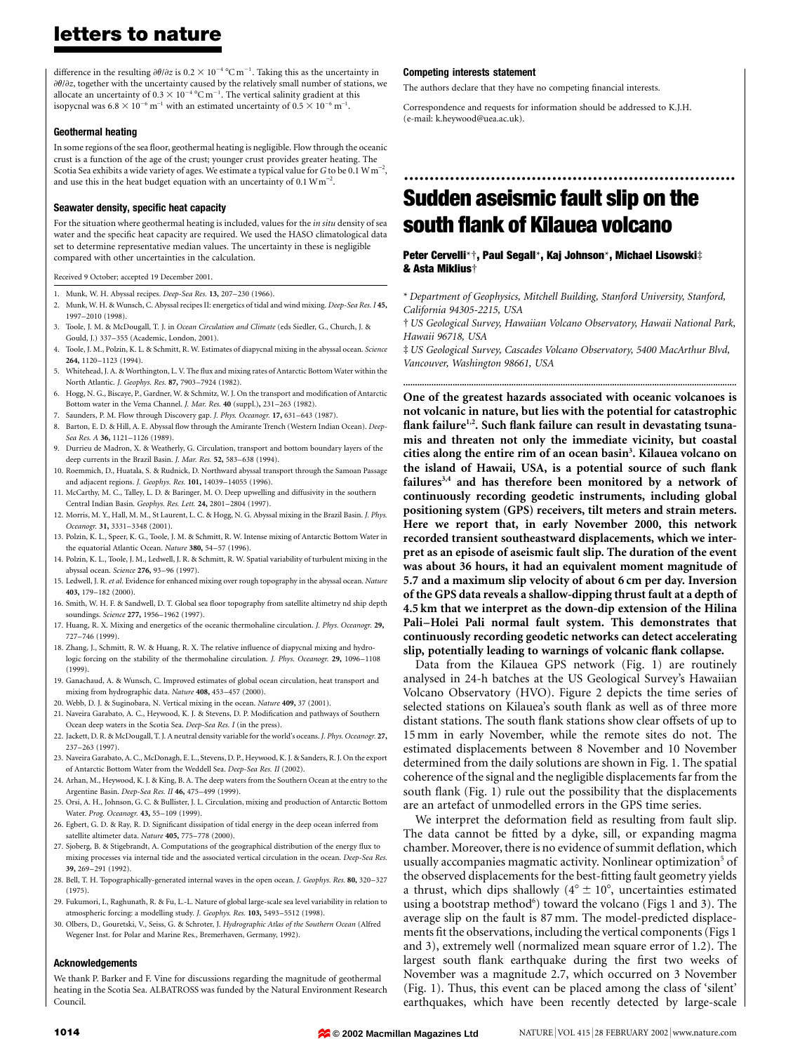difference in the resulting $\partial\theta/\partial z$ is $0.2 \times 10^{-4}$ °C m$^{-1}$. Taking this as the uncertainty in $\partial\theta/\partial z$, together with the uncertainty caused by the relatively small number of stations, we allocate an uncertainty of $0.3 \times 10^{-4}$ °C m$^{-1}$. The vertical salinity gradient at this isopycnal was $6.8 \times 10^{-6}$ m$^{-1}$ with an estimated uncertainty of $0.5 \times 10^{-6}$ m$^{-1}$.

### Geothermal heating

In some regions of the sea floor, geothermal heating is negligible. Flow through the oceanic crust is a function of the age of the crust; younger crust provides greater heating. The Scotia Sea exhibits a wide variety of ages. We estimate a typical value for $G$ to be 0.1 W m$^{-2}$, and use this in the heat budget equation with an uncertainty of 0.1 W m$^{-2}$.

### Seawater density, specific heat capacity

For the situation where geothermal heating is included, values for the *in situ* density of sea water and the specific heat capacity are required. We used the HASO climatological data set to determine representative median values. The uncertainty in these is negligible compared with other uncertainties in the calculation.

Received 9 October; accepted 19 December 2001.

1. Munk, W. H. Abyssal recipes. *Deep-Sea Res.* **13,** 207–230 (1966).
2. Munk, W. H. & Wunsch, C. Abyssal recipes II: energetics of tidal and wind mixing. *Deep-Sea Res. I* **45,** 1997–2010 (1998).
3. Toole, J. M. & McDougall, T. J. in *Ocean Circulation and Climate* (eds Siedler, G., Church, J. & Gould, J.) 337–355 (Academic, London, 2001).
4. Toole, J. M., Polzin, K. L. & Schmitt, R. W. Estimates of diapycnal mixing in the abyssal ocean. *Science* **264,** 1120–1123 (1994).
5. Whitehead, J. A. & Worthington, L. V. The flux and mixing rates of Antarctic Bottom Water within the North Atlantic. *J. Geophys. Res.* **87,** 7903–7924 (1982).
6. Hogg, N. G., Biscaye, P., Gardner, W. & Schmitz, W. J. On the transport and modification of Antarctic Bottom water in the Vema Channel. *J. Mar. Res.* **40** (suppl.)**,** 231–263 (1982).
7. Saunders, P. M. Flow through Discovery gap. *J. Phys. Oceanogr.* **17,** 631–643 (1987).
8. Barton, E. D. & Hill, A. E. Abyssal flow through the Amirante Trench (Western Indian Ocean). *Deep-Sea Res. A* **36,** 1121–1126 (1989).
9. Durrieu de Madron, X. & Weatherly, G. Circulation, transport and bottom boundary layers of the deep currents in the Brazil Basin. *J. Mar. Res.* **52,** 583–638 (1994).
10. Roemmich, D., Huatala, S. & Rudnick, D. Northward abyssal transport through the Samoan Passage and adjacent regions. *J. Geophys. Res.* **101,** 14039–14055 (1996).
11. McCarthy, M. C., Talley, L. D. & Baringer, M. O. Deep upwelling and diffusivity in the southern Central Indian Basin. *Geophys. Res. Lett.* **24,** 2801–2804 (1997).
12. Morris, M. Y., Hall, M. M., St Laurent, L. C. & Hogg, N. G. Abyssal mixing in the Brazil Basin. *J. Phys. Oceanogr.* **31,** 3331–3348 (2001).
13. Polzin, K. L., Speer, K. G., Toole, J. M. & Schmitt, R. W. Intense mixing of Antarctic Bottom Water in the equatorial Atlantic Ocean. *Nature* **380,** 54–57 (1996).
14. Polzin, K. L., Toole, J. M., Ledwell, J. R. & Schmitt, R. W. Spatial variability of turbulent mixing in the abyssal ocean. *Science* **276,** 93–96 (1997).
15. Ledwell, J. R. *et al.* Evidence for enhanced mixing over rough topography in the abyssal ocean. *Nature* **403,** 179–182 (2000).
16. Smith, W. H. F. & Sandwell, D. T. Global sea floor topography from satellite altimetry nd ship depth soundings. *Science* **277,** 1956–1962 (1997).
17. Huang, R. X. Mixing and energetics of the oceanic thermohaline circulation. *J. Phys. Oceanogr.* **29,** 727–746 (1999).
18. Zhang, J., Schmitt, R. W. & Huang, R. X. The relative influence of diapycnal mixing and hydrologic forcing on the stability of the thermohaline circulation. *J. Phys. Oceanogr.* **29,** 1096–1108 (1999).
19. Ganachaud, A. & Wunsch, C. Improved estimates of global ocean circulation, heat transport and mixing from hydrographic data. *Nature* **408,** 453–457 (2000).
20. Webb, D. J. & Suginobara, N. Vertical mixing in the ocean. *Nature* **409,** 37 (2001).
21. Naveira Garabato, A. C., Heywood, K. J. & Stevens, D. P. Modification and pathways of Southern Ocean deep waters in the Scotia Sea. *Deep-Sea Res. I* (in the press).
22. Jackett, D. R. & McDougall, T. J. A neutral density variable for the world's oceans. *J. Phys. Oceanogr.* **27,** 237–263 (1997).
23. Naveira Garabato, A. C., McDonagh, E. L., Stevens, D. P., Heywood, K. J. & Sanders, R. J. On the export of Antarctic Bottom Water from the Weddell Sea. *Deep-Sea Res. II* (2002).
24. Arhan, M., Heywood, K. J. & King, B. A. The deep waters from the Southern Ocean at the entry to the Argentine Basin. *Deep-Sea Res. II* **46,** 475–499 (1999).
25. Orsi, A. H., Johnson, G. C. & Bullister, J. L. Circulation, mixing and production of Antarctic Bottom Water. *Prog. Oceanogr.* **43,** 55–109 (1999).
26. Egbert, G. D. & Ray, R. D. Significant dissipation of tidal energy in the deep ocean inferred from satellite altimeter data. *Nature* **405,** 775–778 (2000).
27. Sjoberg, B. & Stigebrandt, A. Computations of the geographical distribution of the energy flux to mixing processes via internal tide and the associated vertical circulation in the ocean. *Deep-Sea Res.* **39,** 269–291 (1992).
28. Bell, T. H. Topographically-generated internal waves in the open ocean. *J. Geophys. Res.* **80,** 320–327 (1975).
29. Fukumori, I., Raghunath, R. & Fu, L.-L. Nature of global large-scale sea level variability in relation to atmospheric forcing: a modelling study. *J. Geophys. Res.* **103,** 5493–5512 (1998).
30. Olbers, D., Gouretski, V., Seiss, G. & Schroter, J. *Hydrographic Atlas of the Southern Ocean* (Alfred Wegener Inst. for Polar and Marine Res., Bremerhaven, Germany, 1992).

### Acknowledgements

We thank P. Barker and F. Vine for discussions regarding the magnitude of geothermal heating in the Scotia Sea. ALBATROSS was funded by the Natural Environment Research Council.

### Competing interests statement

The authors declare that they have no competing financial interests.

Correspondence and requests for information should be addressed to K.J.H. (e-mail: k.heywood@uea.ac.uk).

# Sudden aseismic fault slip on the south flank of Kilauea volcano

**Peter Cervelli\*†, Paul Segall\*, Kaj Johnson\*, Michael Lisowski‡ & Asta Miklius†**

\* *Department of Geophysics, Mitchell Building, Stanford University, Stanford, California 94305-2215, USA*

† *US Geological Survey, Hawaiian Volcano Observatory, Hawaii National Park, Hawaii 96718, USA*

‡ *US Geological Survey, Cascades Volcano Observatory, 5400 MacArthur Blvd, Vancouver, Washington 98661, USA*

**One of the greatest hazards associated with oceanic volcanoes is not volcanic in nature, but lies with the potential for catastrophic flank failure[1,2]. Such flank failure can result in devastating tsunamis and threaten not only the immediate vicinity, but coastal cities along the entire rim of an ocean basin[3]. Kilauea volcano on the island of Hawaii, USA, is a potential source of such flank failures[3,4] and has therefore been monitored by a network of continuously recording geodetic instruments, including global positioning system (GPS) receivers, tilt meters and strain meters. Here we report that, in early November 2000, this network recorded transient southeastward displacements, which we interpret as an episode of aseismic fault slip. The duration of the event was about 36 hours, it had an equivalent moment magnitude of 5.7 and a maximum slip velocity of about 6 cm per day. Inversion of the GPS data reveals a shallow-dipping thrust fault at a depth of 4.5 km that we interpret as the down-dip extension of the Hilina Pali–Holei Pali normal fault system. This demonstrates that continuously recording geodetic networks can detect accelerating slip, potentially leading to warnings of volcanic flank collapse.**

Data from the Kilauea GPS network (Fig. 1) are routinely analysed in 24-h batches at the US Geological Survey's Hawaiian Volcano Observatory (HVO). Figure 2 depicts the time series of selected stations on Kilauea's south flank as well as of three more distant stations. The south flank stations show clear offsets of up to 15 mm in early November, while the remote sites do not. The estimated displacements between 8 November and 10 November determined from the daily solutions are shown in Fig. 1. The spatial coherence of the signal and the negligible displacements far from the south flank (Fig. 1) rule out the possibility that the displacements are an artefact of unmodelled errors in the GPS time series.

We interpret the deformation field as resulting from fault slip. The data cannot be fitted by a dyke, sill, or expanding magma chamber. Moreover, there is no evidence of summit deflation, which usually accompanies magmatic activity. Nonlinear optimization[5] of the observed displacements for the best-fitting fault geometry yields a thrust, which dips shallowly ($4° \pm 10°$, uncertainties estimated using a bootstrap method[6]) toward the volcano (Figs 1 and 3). The average slip on the fault is 87 mm. The model-predicted displacements fit the observations, including the vertical components (Figs 1 and 3), extremely well (normalized mean square error of 1.2). The largest south flank earthquake during the first two weeks of November was a magnitude 2.7, which occurred on 3 November (Fig. 1). Thus, this event can be placed among the class of 'silent' earthquakes, which have been recently detected by large-scale